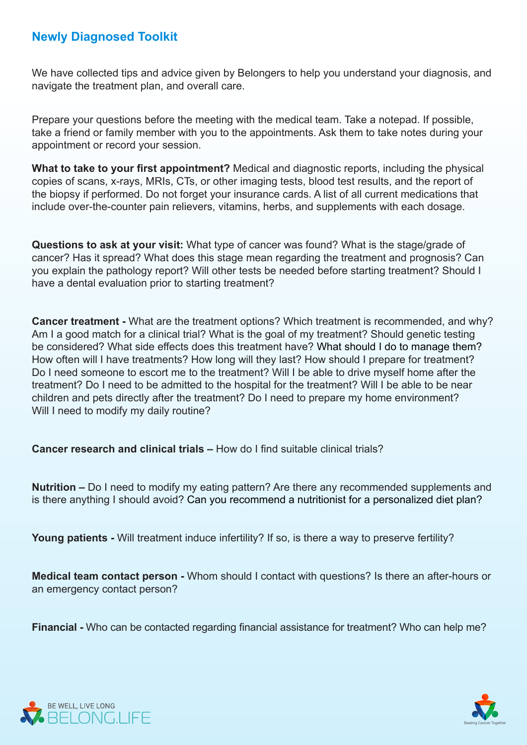## Newly Diagnosed Toolkit

We have collected tips and advice given by Belongers to help you understand your diagnosis, and navigate the treatment plan, and overall care.

Prepare your questions before the meeting with the medical team. Take a notepad. If possible, take a friend or family member with you to the appointments. Ask them to take notes during your appointment or record your session.

**What to take to your first appointment?** Medical and diagnostic reports, including the physical copies of scans, x-rays, MRIs, CTs, or other imaging tests, blood test results, and the report of the biopsy if performed. Do not forget your insurance cards. A list of all current medications that include over-the-counter pain relievers, vitamins, herbs, and supplements with each dosage.

**Questions to ask at your visit:** What type of cancer was found? What is the stage/grade of cancer? Has it spread? What does this stage mean regarding the treatment and prognosis? Can you explain the pathology report? Will other tests be needed before starting treatment? Should I have a dental evaluation prior to starting treatment?

**Cancer treatment -** What are the treatment options? Which treatment is recommended, and why? Am I a good match for a clinical trial? What is the goal of my treatment? Should genetic testing be considered? What side effects does this treatment have? What should I do to manage them? How often will I have treatments? How long will they last? How should I prepare for treatment? Do I need someone to escort me to the treatment? Will I be able to drive myself home after the treatment? Do I need to be admitted to the hospital for the treatment? Will I be able to be near children and pets directly after the treatment? Do I need to prepare my home environment? Will I need to modify my daily routine?

**Cancer research and clinical trials –** How do I find suitable clinical trials?

**Nutrition –** Do I need to modify my eating pattern? Are there any recommended supplements and is there anything I should avoid? Can you recommend a nutritionist for a personalized diet plan?

**Young patients -** Will treatment induce infertility? If so, is there a way to preserve fertility?

**Medical team contact person -** Whom should I contact with questions? Is there an after-hours or an emergency contact person?

**Financial -** Who can be contacted regarding financial assistance for treatment? Who can help me?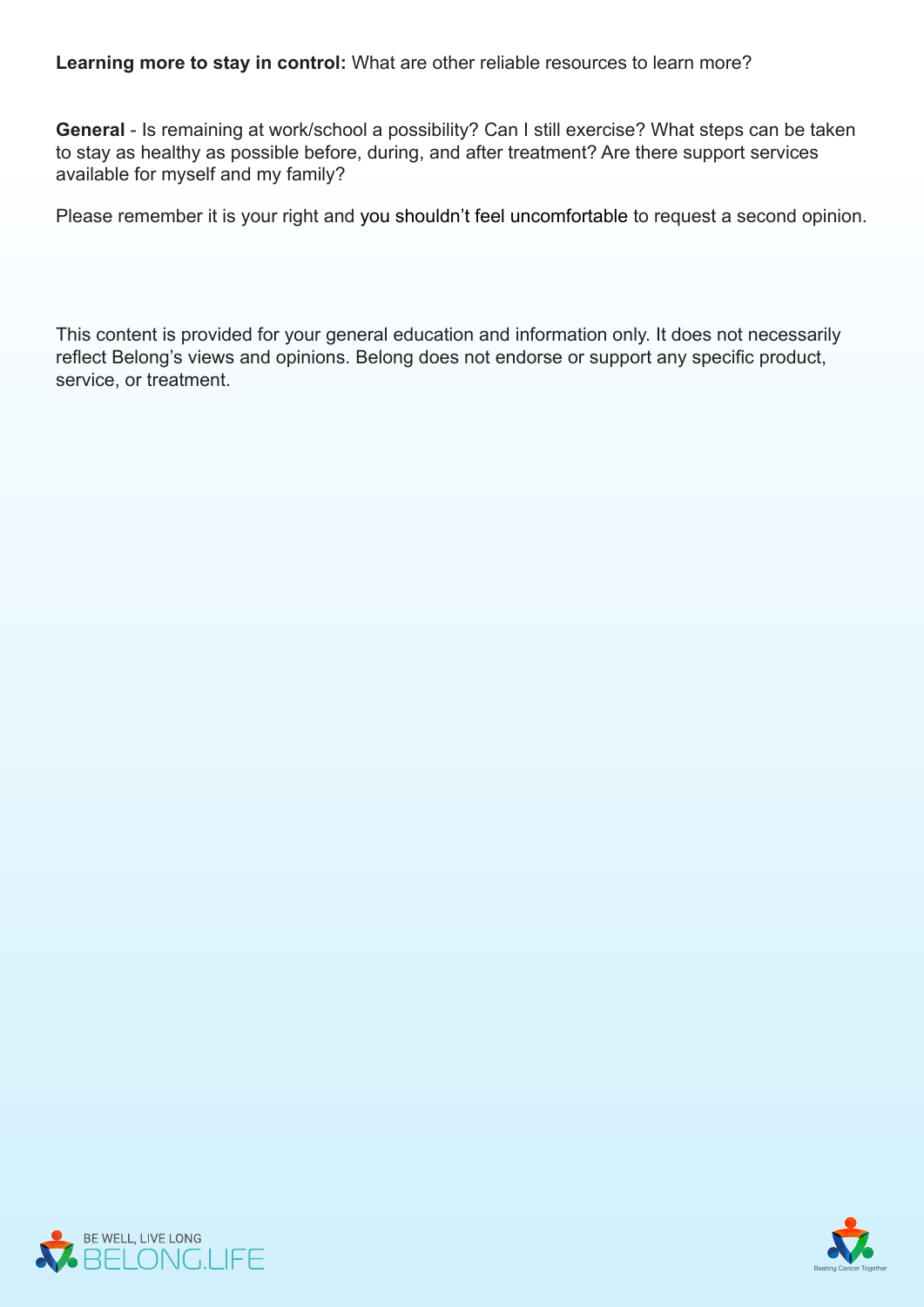**Learning more to stay in control:** What are other reliable resources to learn more?

**General** - Is remaining at work/school a possibility? Can I still exercise? What steps can be taken to stay as healthy as possible before, during, and after treatment? Are there support services available for myself and my family?

Please remember it is your right and you shouldn't feel uncomfortable to request a second opinion.

This content is provided for your general education and information only. It does not necessarily reflect Belong's views and opinions. Belong does not endorse or support any specific product, service, or treatment.